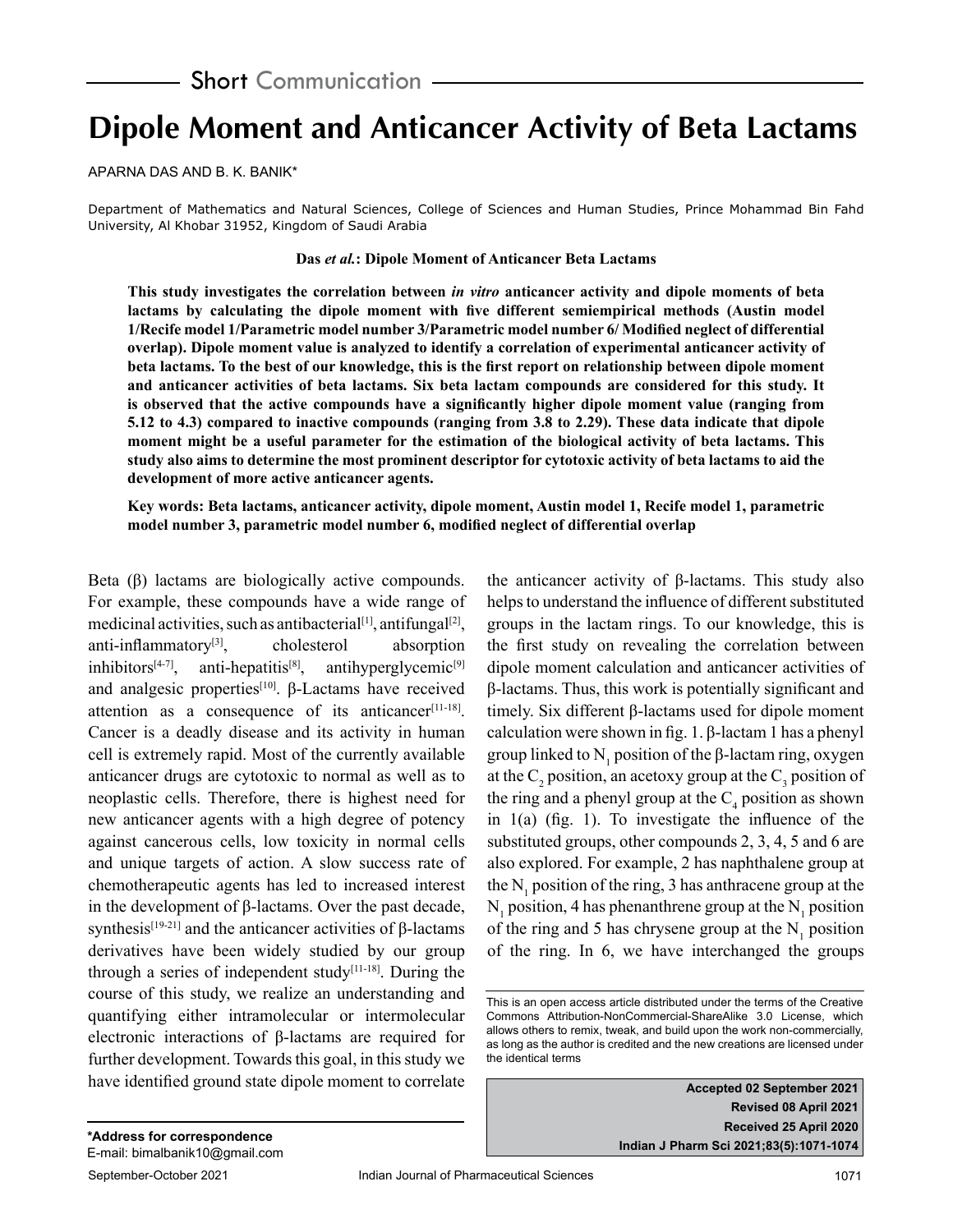Short Communication

# Dipole Moment and Anticancer Activity of Beta Lactams

APARNA DAS AND B. K. BANIK*

Department of Mathematics and Natural Sciences, College of Sciences and Human Studies, Prince Mohammad Bin Fahd University, Al Khobar 31952, Kingdom of Saudi Arabia

**Das *et al.*: Dipole Moment of Anticancer Beta Lactams**

**This study investigates the correlation between *in vitro* anticancer activity and dipole moments of beta lactams by calculating the dipole moment with five different semiempirical methods (Austin model 1/Recife model 1/Parametric model number 3/Parametric model number 6/ Modified neglect of differential overlap). Dipole moment value is analyzed to identify a correlation of experimental anticancer activity of beta lactams. To the best of our knowledge, this is the first report on relationship between dipole moment and anticancer activities of beta lactams. Six beta lactam compounds are considered for this study. It is observed that the active compounds have a significantly higher dipole moment value (ranging from 5.12 to 4.3) compared to inactive compounds (ranging from 3.8 to 2.29). These data indicate that dipole moment might be a useful parameter for the estimation of the biological activity of beta lactams. This study also aims to determine the most prominent descriptor for cytotoxic activity of beta lactams to aid the development of more active anticancer agents.**

**Key words: Beta lactams, anticancer activity, dipole moment, Austin model 1, Recife model 1, parametric model number 3, parametric model number 6, modified neglect of differential overlap**

Beta (β) lactams are biologically active compounds. For example, these compounds have a wide range of medicinal activities, such as antibacterial[1], antifungal[2], anti-inflammatory[3], cholesterol absorption inhibitors[4-7], anti-hepatitis[8], antihyperglycemic[9] and analgesic properties[10]. β-Lactams have received attention as a consequence of its anticancer[11-18]. Cancer is a deadly disease and its activity in human cell is extremely rapid. Most of the currently available anticancer drugs are cytotoxic to normal as well as to neoplastic cells. Therefore, there is highest need for new anticancer agents with a high degree of potency against cancerous cells, low toxicity in normal cells and unique targets of action. A slow success rate of chemotherapeutic agents has led to increased interest in the development of β-lactams. Over the past decade, synthesis[19-21] and the anticancer activities of β-lactams derivatives have been widely studied by our group through a series of independent study[11-18]. During the course of this study, we realize an understanding and quantifying either intramolecular or intermolecular electronic interactions of β-lactams are required for further development. Towards this goal, in this study we have identified ground state dipole moment to correlate the anticancer activity of β-lactams. This study also helps to understand the influence of different substituted groups in the lactam rings. To our knowledge, this is the first study on revealing the correlation between dipole moment calculation and anticancer activities of β-lactams. Thus, this work is potentially significant and timely. Six different β-lactams used for dipole moment calculation were shown in fig. 1. β-lactam 1 has a phenyl group linked to $N_1$ position of the β-lactam ring, oxygen at the $C_2$ position, an acetoxy group at the $C_3$ position of the ring and a phenyl group at the $C_4$ position as shown in 1(a) (fig. 1). To investigate the influence of the substituted groups, other compounds 2, 3, 4, 5 and 6 are also explored. For example, 2 has naphthalene group at the $N_1$ position of the ring, 3 has anthracene group at the $N_1$ position, 4 has phenanthrene group at the $N_1$ position of the ring and 5 has chrysene group at the $N_1$ position of the ring. In 6, we have interchanged the groups

This is an open access article distributed under the terms of the Creative Commons Attribution-NonCommercial-ShareAlike 3.0 License, which allows others to remix, tweak, and build upon the work non-commercially, as long as the author is credited and the new creations are licensed under the identical terms

Accepted 02 September 2021
Revised 08 April 2021
Received 25 April 2020

*Address for correspondence
E-mail: bimalbanik10@gmail.com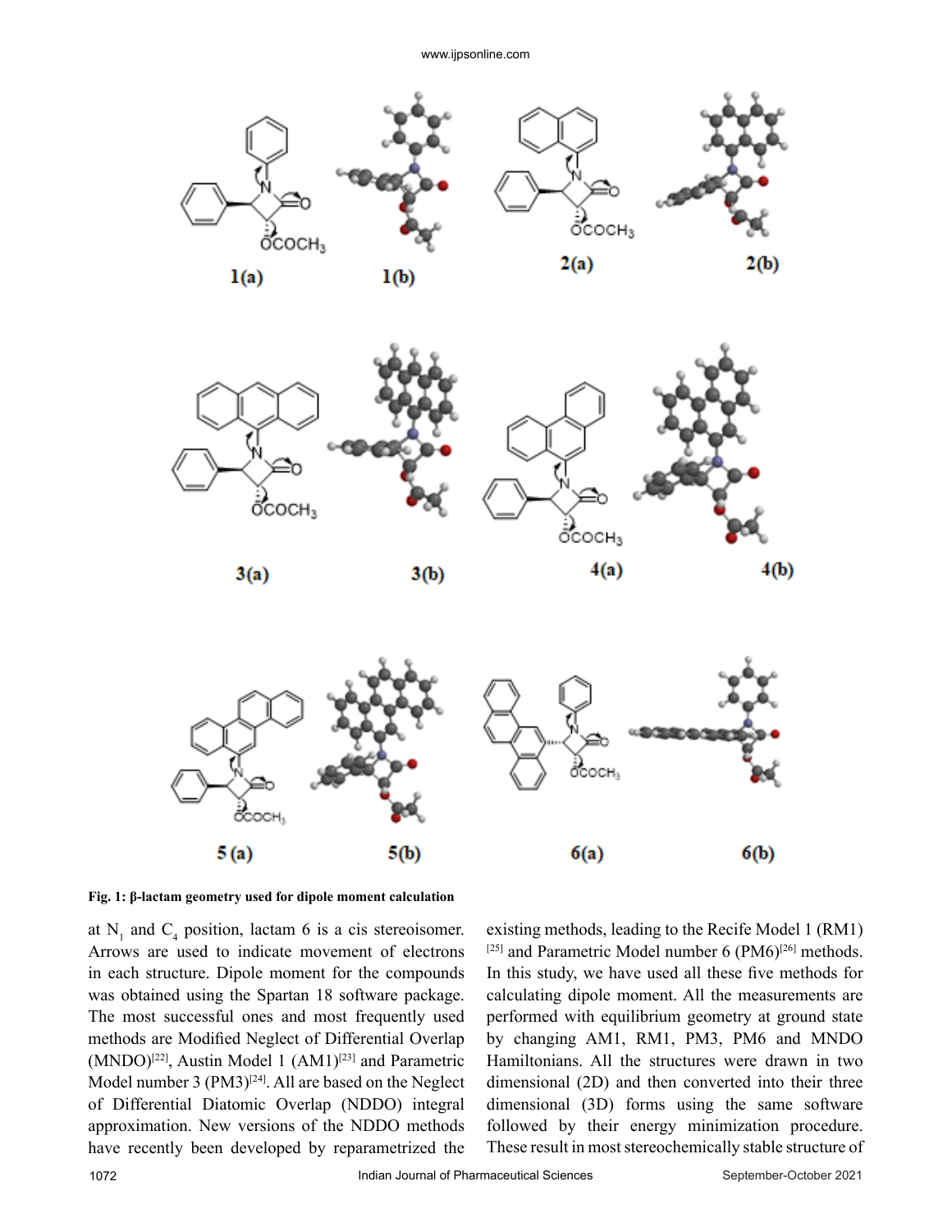Fig. 1: β-lactam geometry used for dipole moment calculation

at $N_1$ and $C_4$ position, lactam 6 is a cis stereoisomer. Arrows are used to indicate movement of electrons in each structure. Dipole moment for the compounds was obtained using the Spartan 18 software package. The most successful ones and most frequently used methods are Modified Neglect of Differential Overlap (MNDO)[22], Austin Model 1 (AM1)[23] and Parametric Model number 3 (PM3)[24]. All are based on the Neglect of Differential Diatomic Overlap (NDDO) integral approximation. New versions of the NDDO methods have recently been developed by reparametrized the existing methods, leading to the Recife Model 1 (RM1)[25] and Parametric Model number 6 (PM6)[26] methods. In this study, we have used all these five methods for calculating dipole moment. All the measurements are performed with equilibrium geometry at ground state by changing AM1, RM1, PM3, PM6 and MNDO Hamiltonians. All the structures were drawn in two dimensional (2D) and then converted into their three dimensional (3D) forms using the same software followed by their energy minimization procedure. These result in most stereochemically stable structure of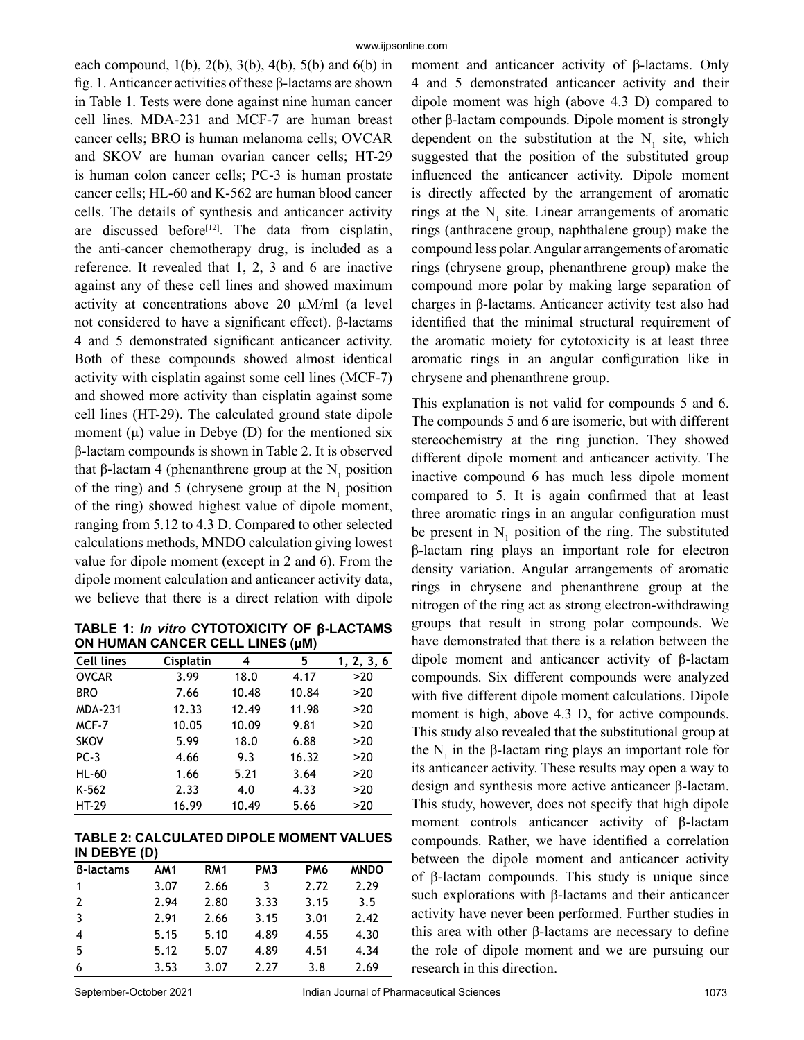each compound, 1(b), 2(b), 3(b), 4(b), 5(b) and 6(b) in fig. 1. Anticancer activities of these β-lactams are shown in Table 1. Tests were done against nine human cancer cell lines. MDA-231 and MCF-7 are human breast cancer cells; BRO is human melanoma cells; OVCAR and SKOV are human ovarian cancer cells; HT-29 is human colon cancer cells; PC-3 is human prostate cancer cells; HL-60 and K-562 are human blood cancer cells. The details of synthesis and anticancer activity are discussed before[12]. The data from cisplatin, the anti-cancer chemotherapy drug, is included as a reference. It revealed that 1, 2, 3 and 6 are inactive against any of these cell lines and showed maximum activity at concentrations above 20 μM/ml (a level not considered to have a significant effect). β-lactams 4 and 5 demonstrated significant anticancer activity. Both of these compounds showed almost identical activity with cisplatin against some cell lines (MCF-7) and showed more activity than cisplatin against some cell lines (HT-29). The calculated ground state dipole moment (μ) value in Debye (D) for the mentioned six β-lactam compounds is shown in Table 2. It is observed that β-lactam 4 (phenanthrene group at the $N_1$ position of the ring) and 5 (chrysene group at the $N_1$ position of the ring) showed highest value of dipole moment, ranging from 5.12 to 4.3 D. Compared to other selected calculations methods, MNDO calculation giving lowest value for dipole moment (except in 2 and 6). From the dipole moment calculation and anticancer activity data, we believe that there is a direct relation with dipole moment and anticancer activity of β-lactams. Only 4 and 5 demonstrated anticancer activity and their dipole moment was high (above 4.3 D) compared to other β-lactam compounds. Dipole moment is strongly dependent on the substitution at the $N_1$ site, which suggested that the position of the substituted group influenced the anticancer activity. Dipole moment is directly affected by the arrangement of aromatic rings at the $N_1$ site. Linear arrangements of aromatic rings (anthracene group, naphthalene group) make the compound less polar. Angular arrangements of aromatic rings (chrysene group, phenanthrene group) make the compound more polar by making large separation of charges in β-lactams. Anticancer activity test also had identified that the minimal structural requirement of the aromatic moiety for cytotoxicity is at least three aromatic rings in an angular configuration like in chrysene and phenanthrene group.

**TABLE 1: *In vitro* CYTOTOXICITY OF β-LACTAMS ON HUMAN CANCER CELL LINES (μM)**

| Cell lines | Cisplatin | 4 | 5 | 1, 2, 3, 6 |
|---|---|---|---|---|
| OVCAR | 3.99 | 18.0 | 4.17 | >20 |
| BRO | 7.66 | 10.48 | 10.84 | >20 |
| MDA-231 | 12.33 | 12.49 | 11.98 | >20 |
| MCF-7 | 10.05 | 10.09 | 9.81 | >20 |
| SKOV | 5.99 | 18.0 | 6.88 | >20 |
| PC-3 | 4.66 | 9.3 | 16.32 | >20 |
| HL-60 | 1.66 | 5.21 | 3.64 | >20 |
| K-562 | 2.33 | 4.0 | 4.33 | >20 |
| HT-29 | 16.99 | 10.49 | 5.66 | >20 |

**TABLE 2: CALCULATED DIPOLE MOMENT VALUES IN DEBYE (D)**

| Β-lactams | AM1 | RM1 | PM3 | PM6 | MNDO |
|---|---|---|---|---|---|
| 1 | 3.07 | 2.66 | 3 | 2.72 | 2.29 |
| 2 | 2.94 | 2.80 | 3.33 | 3.15 | 3.5 |
| 3 | 2.91 | 2.66 | 3.15 | 3.01 | 2.42 |
| 4 | 5.15 | 5.10 | 4.89 | 4.55 | 4.30 |
| 5 | 5.12 | 5.07 | 4.89 | 4.51 | 4.34 |
| 6 | 3.53 | 3.07 | 2.27 | 3.8 | 2.69 |

This explanation is not valid for compounds 5 and 6. The compounds 5 and 6 are isomeric, but with different stereochemistry at the ring junction. They showed different dipole moment and anticancer activity. The inactive compound 6 has much less dipole moment compared to 5. It is again confirmed that at least three aromatic rings in an angular configuration must be present in $N_1$ position of the ring. The substituted β-lactam ring plays an important role for electron density variation. Angular arrangements of aromatic rings in chrysene and phenanthrene group at the nitrogen of the ring act as strong electron-withdrawing groups that result in strong polar compounds. We have demonstrated that there is a relation between the dipole moment and anticancer activity of β-lactam compounds. Six different compounds were analyzed with five different dipole moment calculations. Dipole moment is high, above 4.3 D, for active compounds. This study also revealed that the substitutional group at the $N_1$ in the β-lactam ring plays an important role for its anticancer activity. These results may open a way to design and synthesis more active anticancer β-lactam. This study, however, does not specify that high dipole moment controls anticancer activity of β-lactam compounds. Rather, we have identified a correlation between the dipole moment and anticancer activity of β-lactam compounds. This study is unique since such explorations with β-lactams and their anticancer activity have never been performed. Further studies in this area with other β-lactams are necessary to define the role of dipole moment and we are pursuing our research in this direction.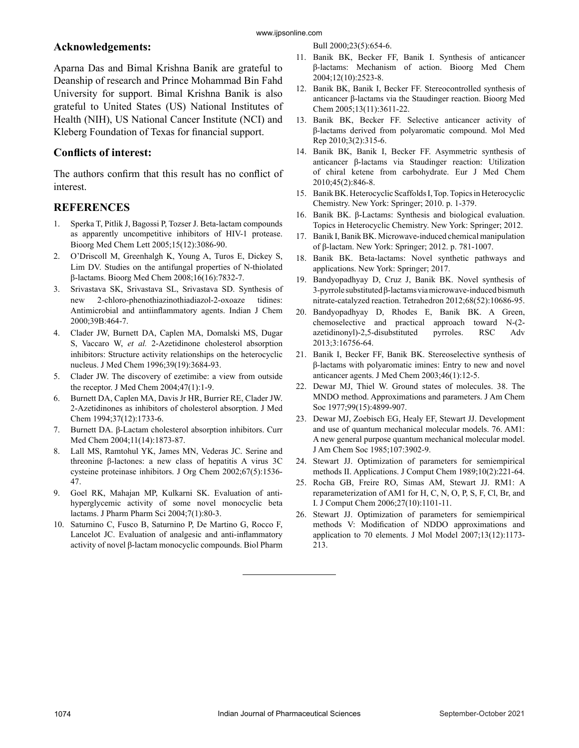## Acknowledgements:

Aparna Das and Bimal Krishna Banik are grateful to Deanship of research and Prince Mohammad Bin Fahd University for support. Bimal Krishna Banik is also grateful to United States (US) National Institutes of Health (NIH), US National Cancer Institute (NCI) and Kleberg Foundation of Texas for financial support.

## Conflicts of interest:

The authors confirm that this result has no conflict of interest.

## REFERENCES

1. Sperka T, Pitlik J, Bagossi P, Tozser J. Beta-lactam compounds as apparently uncompetitive inhibitors of HIV-1 protease. Bioorg Med Chem Lett 2005;15(12):3086-90.
2. O'Driscoll M, Greenhalgh K, Young A, Turos E, Dickey S, Lim DV. Studies on the antifungal properties of N-thiolated β-lactams. Bioorg Med Chem 2008;16(16):7832-7.
3. Srivastava SK, Srivastava SL, Srivastava SD. Synthesis of new 2-chloro-phenothiazinothiadiazol-2-oxoaze tidines: Antimicrobial and antiinflammatory agents. Indian J Chem 2000;39B:464-7.
4. Clader JW, Burnett DA, Caplen MA, Domalski MS, Dugar S, Vaccaro W, *et al.* 2-Azetidinone cholesterol absorption inhibitors: Structure activity relationships on the heterocyclic nucleus. J Med Chem 1996;39(19):3684-93.
5. Clader JW. The discovery of ezetimibe: a view from outside the receptor. J Med Chem 2004;47(1):1-9.
6. Burnett DA, Caplen MA, Davis Jr HR, Burrier RE, Clader JW. 2-Azetidinones as inhibitors of cholesterol absorption. J Med Chem 1994;37(12):1733-6.
7. Burnett DA. β-Lactam cholesterol absorption inhibitors. Curr Med Chem 2004;11(14):1873-87.
8. Lall MS, Ramtohul YK, James MN, Vederas JC. Serine and threonine β-lactones: a new class of hepatitis A virus 3C cysteine proteinase inhibitors. J Org Chem 2002;67(5):1536-47.
9. Goel RK, Mahajan MP, Kulkarni SK. Evaluation of anti-hyperglycemic activity of some novel monocyclic beta lactams. J Pharm Pharm Sci 2004;7(1):80-3.
10. Saturnino C, Fusco B, Saturnino P, De Martino G, Rocco F, Lancelot JC. Evaluation of analgesic and anti-inflammatory activity of novel β-lactam monocyclic compounds. Biol Pharm Bull 2000;23(5):654-6.
11. Banik BK, Becker FF, Banik I. Synthesis of anticancer β-lactams: Mechanism of action. Bioorg Med Chem 2004;12(10):2523-8.
12. Banik BK, Banik I, Becker FF. Stereocontrolled synthesis of anticancer β-lactams via the Staudinger reaction. Bioorg Med Chem 2005;13(11):3611-22.
13. Banik BK, Becker FF. Selective anticancer activity of β-lactams derived from polyaromatic compound. Mol Med Rep 2010;3(2):315-6.
14. Banik BK, Banik I, Becker FF. Asymmetric synthesis of anticancer β-lactams via Staudinger reaction: Utilization of chiral ketene from carbohydrate. Eur J Med Chem 2010;45(2):846-8.
15. Banik BK. Heterocyclic Scaffolds I, Top. Topics in Heterocyclic Chemistry. New York: Springer; 2010. p. 1-379.
16. Banik BK. β-Lactams: Synthesis and biological evaluation. Topics in Heterocyclic Chemistry. New York: Springer; 2012.
17. Banik I, Banik BK. Microwave-induced chemical manipulation of β-lactam. New York: Springer; 2012. p. 781-1007.
18. Banik BK. Beta-lactams: Novel synthetic pathways and applications. New York: Springer; 2017.
19. Bandyopadhyay D, Cruz J, Banik BK. Novel synthesis of 3-pyrrole substituted β-lactams via microwave-induced bismuth nitrate-catalyzed reaction. Tetrahedron 2012;68(52):10686-95.
20. Bandyopadhyay D, Rhodes E, Banik BK. A Green, chemoselective and practical approach toward N-(2-azetidinonyl)-2,5-disubstituted pyrroles. RSC Adv 2013;3:16756-64.
21. Banik I, Becker FF, Banik BK. Stereoselective synthesis of β-lactams with polyaromatic imines: Entry to new and novel anticancer agents. J Med Chem 2003;46(1):12-5.
22. Dewar MJ, Thiel W. Ground states of molecules. 38. The MNDO method. Approximations and parameters. J Am Chem Soc 1977;99(15):4899-907.
23. Dewar MJ, Zoebisch EG, Healy EF, Stewart JJ. Development and use of quantum mechanical molecular models. 76. AM1: A new general purpose quantum mechanical molecular model. J Am Chem Soc 1985;107:3902-9.
24. Stewart JJ. Optimization of parameters for semiempirical methods II. Applications. J Comput Chem 1989;10(2):221-64.
25. Rocha GB, Freire RO, Simas AM, Stewart JJ. RM1: A reparameterization of AM1 for H, C, N, O, P, S, F, Cl, Br, and I. J Comput Chem 2006;27(10):1101-11.
26. Stewart JJ. Optimization of parameters for semiempirical methods V: Modification of NDDO approximations and application to 70 elements. J Mol Model 2007;13(12):1173-213.